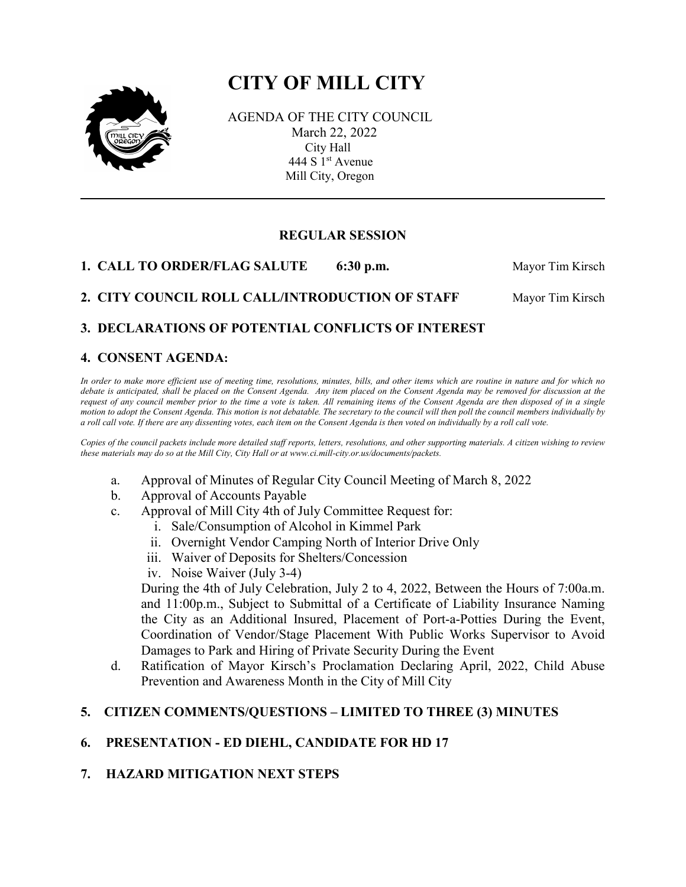# CITY OF MILL CITY

AGENDA OF THE CITY COUNCIL
March 22, 2022
City Hall
444 S 1st Avenue
Mill City, Oregon

---

### REGULAR SESSION

**1. CALL TO ORDER/FLAG SALUTE 6:30 p.m.** Mayor Tim Kirsch

**2. CITY COUNCIL ROLL CALL/INTRODUCTION OF STAFF** Mayor Tim Kirsch

**3. DECLARATIONS OF POTENTIAL CONFLICTS OF INTEREST**

**4. CONSENT AGENDA:**

*In order to make more efficient use of meeting time, resolutions, minutes, bills, and other items which are routine in nature and for which no debate is anticipated, shall be placed on the Consent Agenda. Any item placed on the Consent Agenda may be removed for discussion at the request of any council member prior to the time a vote is taken. All remaining items of the Consent Agenda are then disposed of in a single motion to adopt the Consent Agenda. This motion is not debatable. The secretary to the council will then poll the council members individually by a roll call vote. If there are any dissenting votes, each item on the Consent Agenda is then voted on individually by a roll call vote.*

*Copies of the council packets include more detailed staff reports, letters, resolutions, and other supporting materials. A citizen wishing to review these materials may do so at the Mill City, City Hall or at www.ci.mill-city.or.us/documents/packets.*

a. Approval of Minutes of Regular City Council Meeting of March 8, 2022
b. Approval of Accounts Payable
c. Approval of Mill City 4th of July Committee Request for:
   i. Sale/Consumption of Alcohol in Kimmel Park
   ii. Overnight Vendor Camping North of Interior Drive Only
   iii. Waiver of Deposits for Shelters/Concession
   iv. Noise Waiver (July 3-4)

   During the 4th of July Celebration, July 2 to 4, 2022, Between the Hours of 7:00a.m. and 11:00p.m., Subject to Submittal of a Certificate of Liability Insurance Naming the City as an Additional Insured, Placement of Port-a-Potties During the Event, Coordination of Vendor/Stage Placement With Public Works Supervisor to Avoid Damages to Park and Hiring of Private Security During the Event
d. Ratification of Mayor Kirsch's Proclamation Declaring April, 2022, Child Abuse Prevention and Awareness Month in the City of Mill City

**5. CITIZEN COMMENTS/QUESTIONS – LIMITED TO THREE (3) MINUTES**

**6. PRESENTATION - ED DIEHL, CANDIDATE FOR HD 17**

**7. HAZARD MITIGATION NEXT STEPS**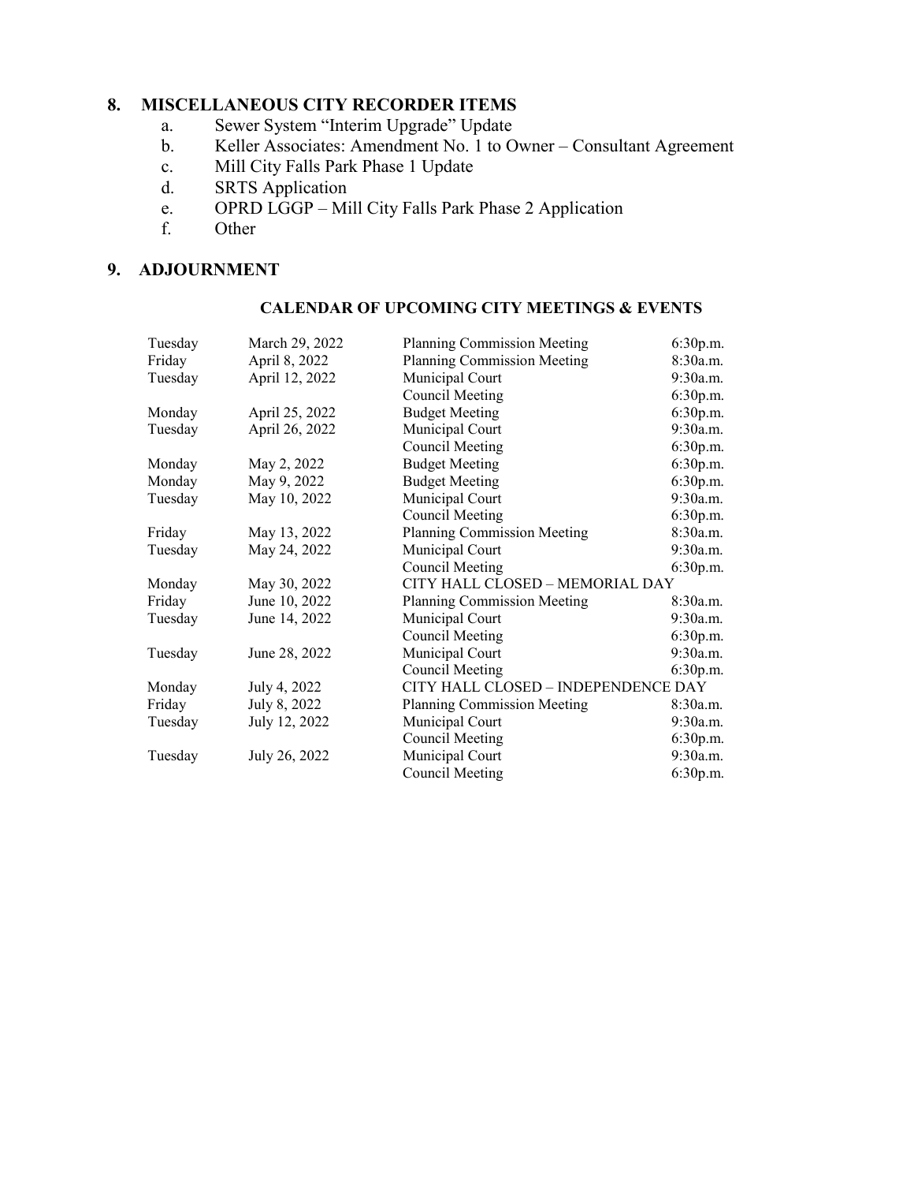## 8. MISCELLANEOUS CITY RECORDER ITEMS

a. Sewer System "Interim Upgrade" Update
b. Keller Associates: Amendment No. 1 to Owner – Consultant Agreement
c. Mill City Falls Park Phase 1 Update
d. SRTS Application
e. OPRD LGGP – Mill City Falls Park Phase 2 Application
f. Other

## 9. ADJOURNMENT

### CALENDAR OF UPCOMING CITY MEETINGS & EVENTS

| | | | |
|---|---|---|---|
| Tuesday | March 29, 2022 | Planning Commission Meeting | 6:30p.m. |
| Friday | April 8, 2022 | Planning Commission Meeting | 8:30a.m. |
| Tuesday | April 12, 2022 | Municipal Court | 9:30a.m. |
| | | Council Meeting | 6:30p.m. |
| Monday | April 25, 2022 | Budget Meeting | 6:30p.m. |
| Tuesday | April 26, 2022 | Municipal Court | 9:30a.m. |
| | | Council Meeting | 6:30p.m. |
| Monday | May 2, 2022 | Budget Meeting | 6:30p.m. |
| Monday | May 9, 2022 | Budget Meeting | 6:30p.m. |
| Tuesday | May 10, 2022 | Municipal Court | 9:30a.m. |
| | | Council Meeting | 6:30p.m. |
| Friday | May 13, 2022 | Planning Commission Meeting | 8:30a.m. |
| Tuesday | May 24, 2022 | Municipal Court | 9:30a.m. |
| | | Council Meeting | 6:30p.m. |
| Monday | May 30, 2022 | CITY HALL CLOSED – MEMORIAL DAY | |
| Friday | June 10, 2022 | Planning Commission Meeting | 8:30a.m. |
| Tuesday | June 14, 2022 | Municipal Court | 9:30a.m. |
| | | Council Meeting | 6:30p.m. |
| Tuesday | June 28, 2022 | Municipal Court | 9:30a.m. |
| | | Council Meeting | 6:30p.m. |
| Monday | July 4, 2022 | CITY HALL CLOSED – INDEPENDENCE DAY | |
| Friday | July 8, 2022 | Planning Commission Meeting | 8:30a.m. |
| Tuesday | July 12, 2022 | Municipal Court | 9:30a.m. |
| | | Council Meeting | 6:30p.m. |
| Tuesday | July 26, 2022 | Municipal Court | 9:30a.m. |
| | | Council Meeting | 6:30p.m. |